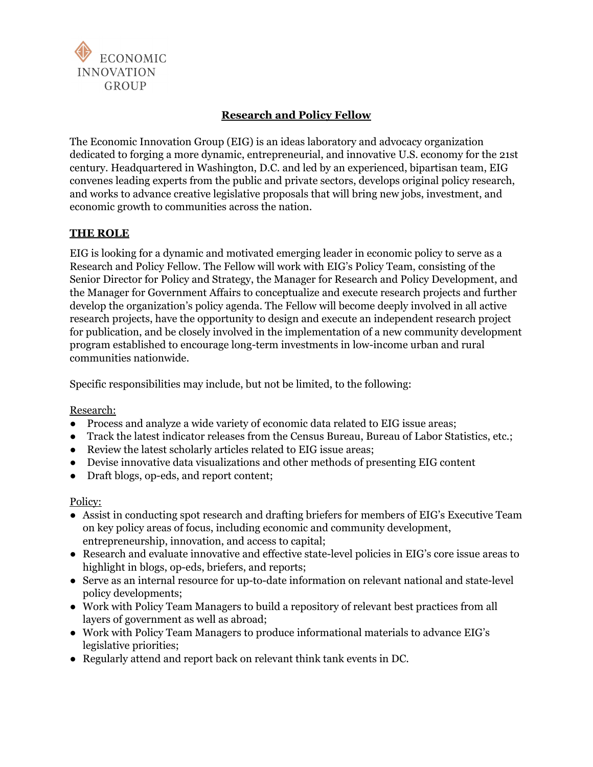ECONOMIC INNOVATION GROUP

# Research and Policy Fellow

The Economic Innovation Group (EIG) is an ideas laboratory and advocacy organization dedicated to forging a more dynamic, entrepreneurial, and innovative U.S. economy for the 21st century. Headquartered in Washington, D.C. and led by an experienced, bipartisan team, EIG convenes leading experts from the public and private sectors, develops original policy research, and works to advance creative legislative proposals that will bring new jobs, investment, and economic growth to communities across the nation.

## THE ROLE

EIG is looking for a dynamic and motivated emerging leader in economic policy to serve as a Research and Policy Fellow. The Fellow will work with EIG's Policy Team, consisting of the Senior Director for Policy and Strategy, the Manager for Research and Policy Development, and the Manager for Government Affairs to conceptualize and execute research projects and further develop the organization's policy agenda. The Fellow will become deeply involved in all active research projects, have the opportunity to design and execute an independent research project for publication, and be closely involved in the implementation of a new community development program established to encourage long-term investments in low-income urban and rural communities nationwide.

Specific responsibilities may include, but not be limited, to the following:

Research:

- Process and analyze a wide variety of economic data related to EIG issue areas;
- Track the latest indicator releases from the Census Bureau, Bureau of Labor Statistics, etc.;
- Review the latest scholarly articles related to EIG issue areas;
- Devise innovative data visualizations and other methods of presenting EIG content
- Draft blogs, op-eds, and report content;

Policy:

- Assist in conducting spot research and drafting briefers for members of EIG's Executive Team on key policy areas of focus, including economic and community development, entrepreneurship, innovation, and access to capital;
- Research and evaluate innovative and effective state-level policies in EIG's core issue areas to highlight in blogs, op-eds, briefers, and reports;
- Serve as an internal resource for up-to-date information on relevant national and state-level policy developments;
- Work with Policy Team Managers to build a repository of relevant best practices from all layers of government as well as abroad;
- Work with Policy Team Managers to produce informational materials to advance EIG's legislative priorities;
- Regularly attend and report back on relevant think tank events in DC.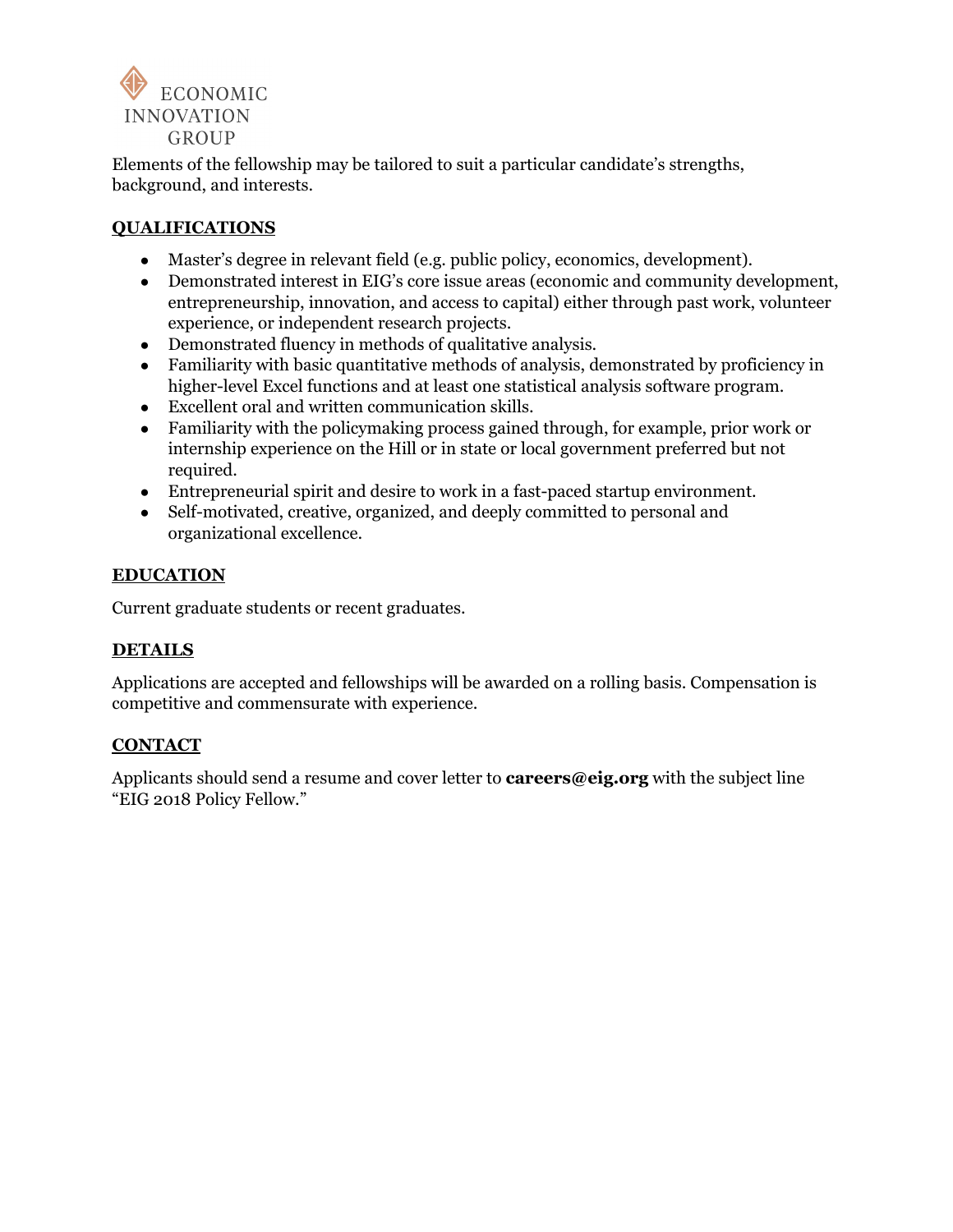ECONOMIC INNOVATION GROUP

Elements of the fellowship may be tailored to suit a particular candidate's strengths, background, and interests.

## QUALIFICATIONS

- Master's degree in relevant field (e.g. public policy, economics, development).
- Demonstrated interest in EIG's core issue areas (economic and community development, entrepreneurship, innovation, and access to capital) either through past work, volunteer experience, or independent research projects.
- Demonstrated fluency in methods of qualitative analysis.
- Familiarity with basic quantitative methods of analysis, demonstrated by proficiency in higher-level Excel functions and at least one statistical analysis software program.
- Excellent oral and written communication skills.
- Familiarity with the policymaking process gained through, for example, prior work or internship experience on the Hill or in state or local government preferred but not required.
- Entrepreneurial spirit and desire to work in a fast-paced startup environment.
- Self-motivated, creative, organized, and deeply committed to personal and organizational excellence.

## EDUCATION

Current graduate students or recent graduates.

## DETAILS

Applications are accepted and fellowships will be awarded on a rolling basis. Compensation is competitive and commensurate with experience.

## CONTACT

Applicants should send a resume and cover letter to **careers@eig.org** with the subject line "EIG 2018 Policy Fellow."